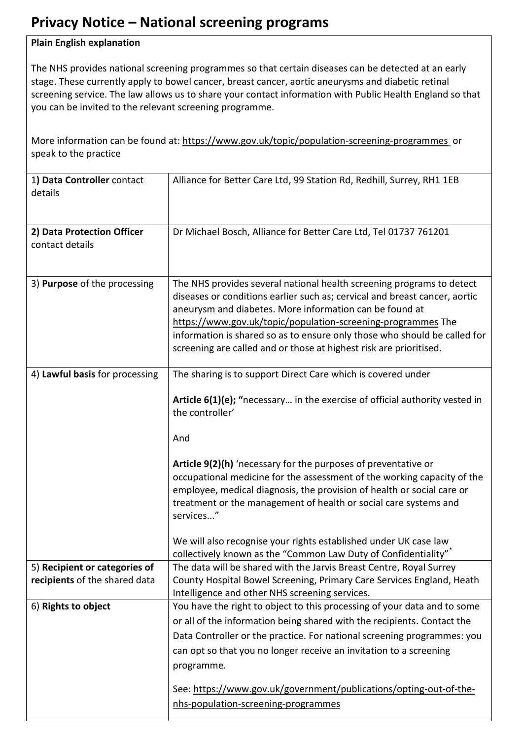# Privacy Notice – National screening programs

| **Plain English explanation**<br><br>The NHS provides national screening programmes so that certain diseases can be detected at an early stage. These currently apply to bowel cancer, breast cancer, aortic aneurysms and diabetic retinal screening service. The law allows us to share your contact information with Public Health England so that you can be invited to the relevant screening programme.<br><br>More information can be found at: https://www.gov.uk/topic/population-screening-programmes or speak to the practice | |
|---|---|
| 1**) Data Controller** contact details | Alliance for Better Care Ltd, 99 Station Rd, Redhill, Surrey, RH1 1EB |
| **2) Data Protection Officer** contact details | Dr Michael Bosch, Alliance for Better Care Ltd, Tel 01737 761201 |
| 3) **Purpose** of the processing | The NHS provides several national health screening programs to detect diseases or conditions earlier such as; cervical and breast cancer, aortic aneurysm and diabetes. More information can be found at https://www.gov.uk/topic/population-screening-programmes The information is shared so as to ensure only those who should be called for screening are called and or those at highest risk are prioritised. |
| 4) **Lawful basis** for processing | The sharing is to support Direct Care which is covered under<br><br>**Article 6(1)(e); "**necessary… in the exercise of official authority vested in the controller'<br><br>And<br><br>**Article 9(2)(h)** 'necessary for the purposes of preventative or occupational medicine for the assessment of the working capacity of the employee, medical diagnosis, the provision of health or social care or treatment or the management of health or social care systems and services..."<br><br>We will also recognise your rights established under UK case law collectively known as the "Common Law Duty of Confidentiality"* |
| 5) **Recipient or categories of recipients** of the shared data | The data will be shared with the Jarvis Breast Centre, Royal Surrey County Hospital Bowel Screening, Primary Care Services England, Heath Intelligence and other NHS screening services. |
| 6) **Rights to object** | You have the right to object to this processing of your data and to some or all of the information being shared with the recipients. Contact the Data Controller or the practice. For national screening programmes: you can opt so that you no longer receive an invitation to a screening programme.<br><br>See: https://www.gov.uk/government/publications/opting-out-of-the-nhs-population-screening-programmes |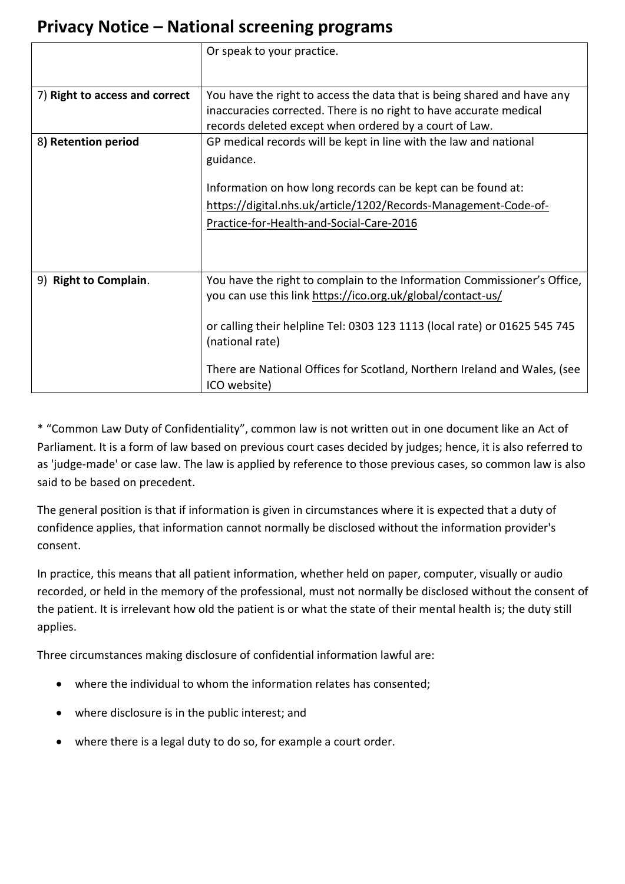# Privacy Notice – National screening programs

| | |
|---|---|
| | Or speak to your practice. |
| 7) **Right to access and correct** | You have the right to access the data that is being shared and have any inaccuracies corrected. There is no right to have accurate medical records deleted except when ordered by a court of Law. |
| 8**) Retention period** | GP medical records will be kept in line with the law and national guidance.<br><br>Information on how long records can be kept can be found at: https://digital.nhs.uk/article/1202/Records-Management-Code-of-Practice-for-Health-and-Social-Care-2016 |
| 9) **Right to Complain**. | You have the right to complain to the Information Commissioner's Office, you can use this link https://ico.org.uk/global/contact-us/<br><br>or calling their helpline Tel: 0303 123 1113 (local rate) or 01625 545 745 (national rate)<br><br>There are National Offices for Scotland, Northern Ireland and Wales, (see ICO website) |

* "Common Law Duty of Confidentiality", common law is not written out in one document like an Act of Parliament. It is a form of law based on previous court cases decided by judges; hence, it is also referred to as 'judge-made' or case law. The law is applied by reference to those previous cases, so common law is also said to be based on precedent.

The general position is that if information is given in circumstances where it is expected that a duty of confidence applies, that information cannot normally be disclosed without the information provider's consent.

In practice, this means that all patient information, whether held on paper, computer, visually or audio recorded, or held in the memory of the professional, must not normally be disclosed without the consent of the patient. It is irrelevant how old the patient is or what the state of their mental health is; the duty still applies.

Three circumstances making disclosure of confidential information lawful are:

- where the individual to whom the information relates has consented;
- where disclosure is in the public interest; and
- where there is a legal duty to do so, for example a court order.